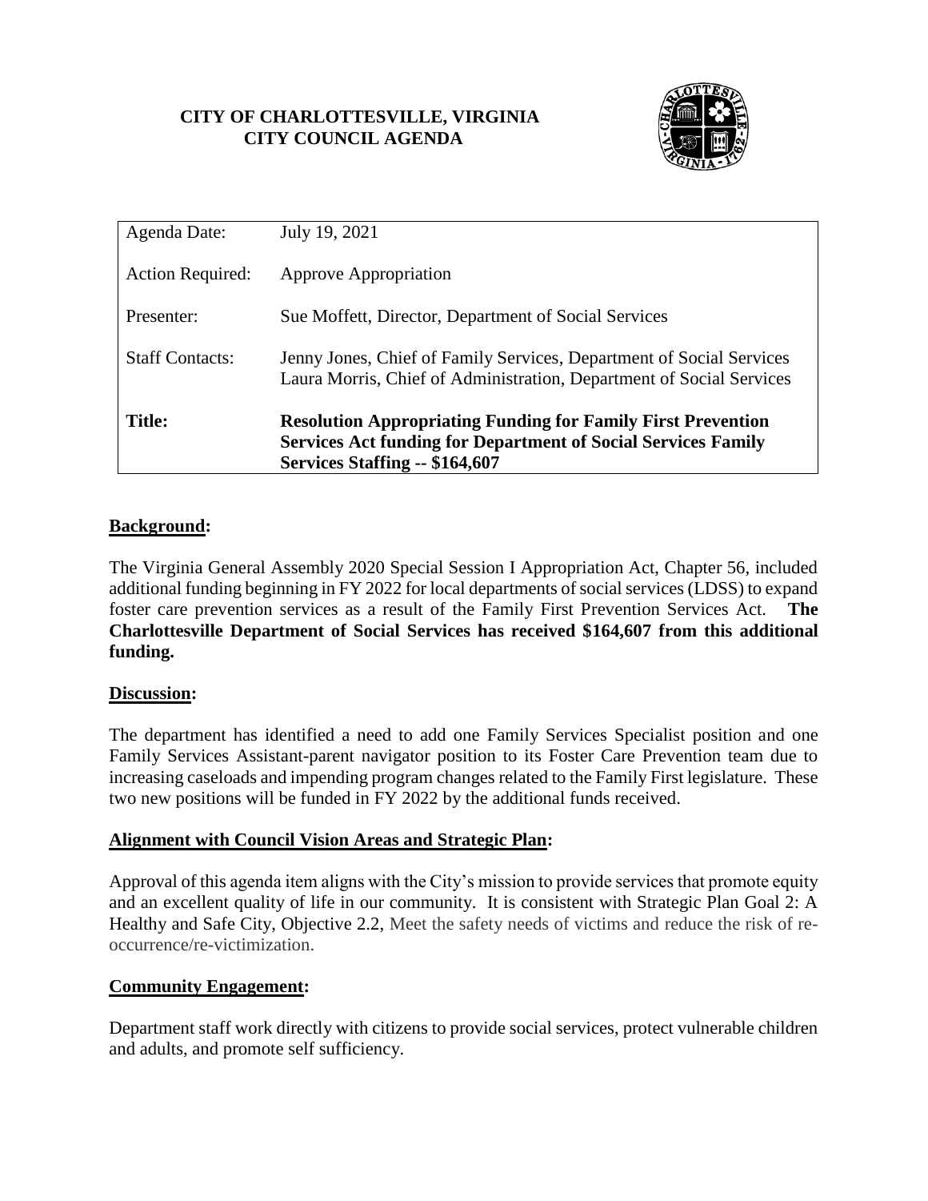**CITY OF CHARLOTTESVILLE, VIRGINIA**
**CITY COUNCIL AGENDA**

| | |
|---|---|
| Agenda Date: | July 19, 2021 |
| Action Required: | Approve Appropriation |
| Presenter: | Sue Moffett, Director, Department of Social Services |
| Staff Contacts: | Jenny Jones, Chief of Family Services, Department of Social Services<br>Laura Morris, Chief of Administration, Department of Social Services |
| **Title:** | **Resolution Appropriating Funding for Family First Prevention Services Act funding for Department of Social Services Family Services Staffing -- $164,607** |

## Background:

The Virginia General Assembly 2020 Special Session I Appropriation Act, Chapter 56, included additional funding beginning in FY 2022 for local departments of social services (LDSS) to expand foster care prevention services as a result of the Family First Prevention Services Act. **The Charlottesville Department of Social Services has received $164,607 from this additional funding.**

## Discussion:

The department has identified a need to add one Family Services Specialist position and one Family Services Assistant-parent navigator position to its Foster Care Prevention team due to increasing caseloads and impending program changes related to the Family First legislation. These two new positions will be funded in FY 2022 by the additional funds received.

## Alignment with Council Vision Areas and Strategic Plan:

Approval of this agenda item aligns with the City's mission to provide services that promote equity and an excellent quality of life in our community. It is consistent with Strategic Plan Goal 2: A Healthy and Safe City, Objective 2.2, Meet the safety needs of victims and reduce the risk of re-occurrence/re-victimization.

## Community Engagement:

Department staff work directly with citizens to provide social services, protect vulnerable children and adults, and promote self sufficiency.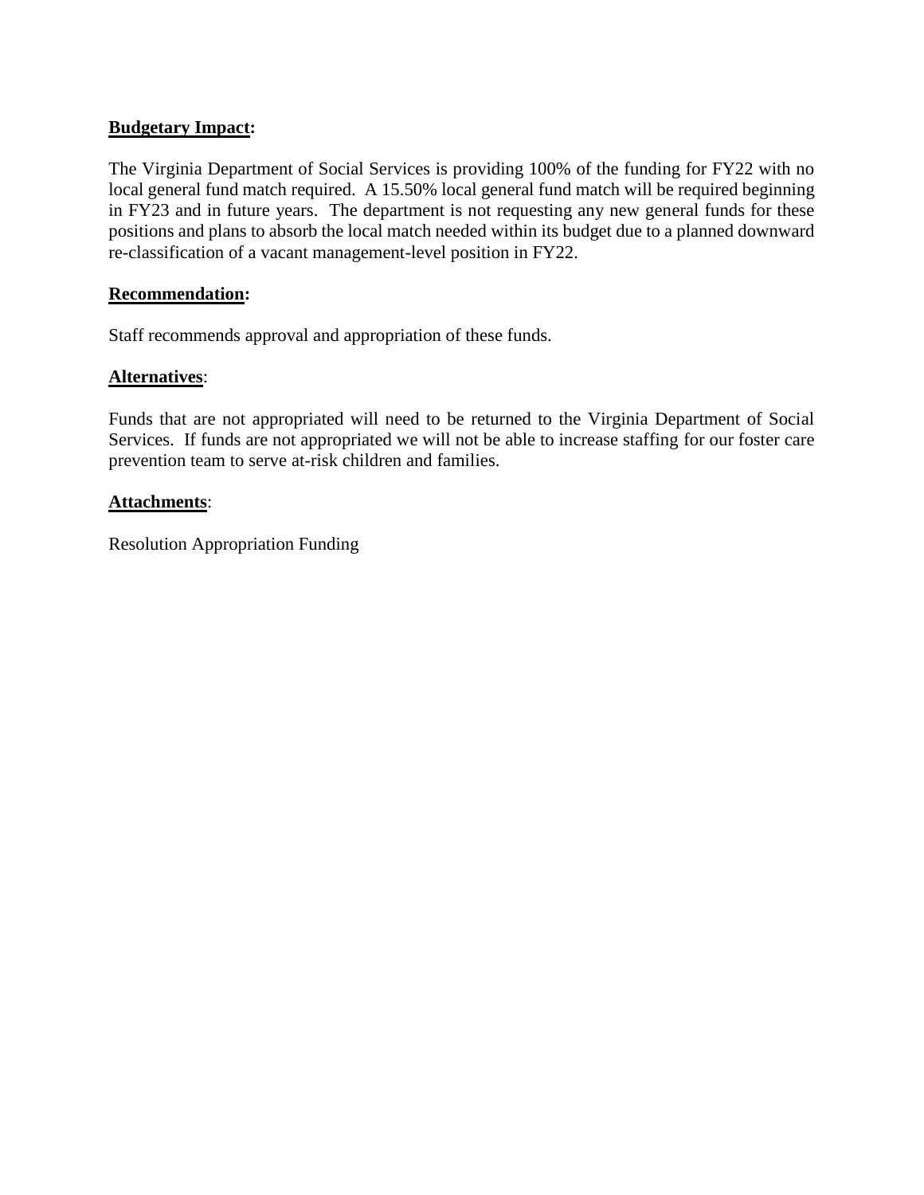**Budgetary Impact:**

The Virginia Department of Social Services is providing 100% of the funding for FY22 with no local general fund match required. A 15.50% local general fund match will be required beginning in FY23 and in future years. The department is not requesting any new general funds for these positions and plans to absorb the local match needed within its budget due to a planned downward re-classification of a vacant management-level position in FY22.

**Recommendation:**

Staff recommends approval and appropriation of these funds.

**Alternatives**:

Funds that are not appropriated will need to be returned to the Virginia Department of Social Services. If funds are not appropriated we will not be able to increase staffing for our foster care prevention team to serve at-risk children and families.

**Attachments**:

Resolution Appropriation Funding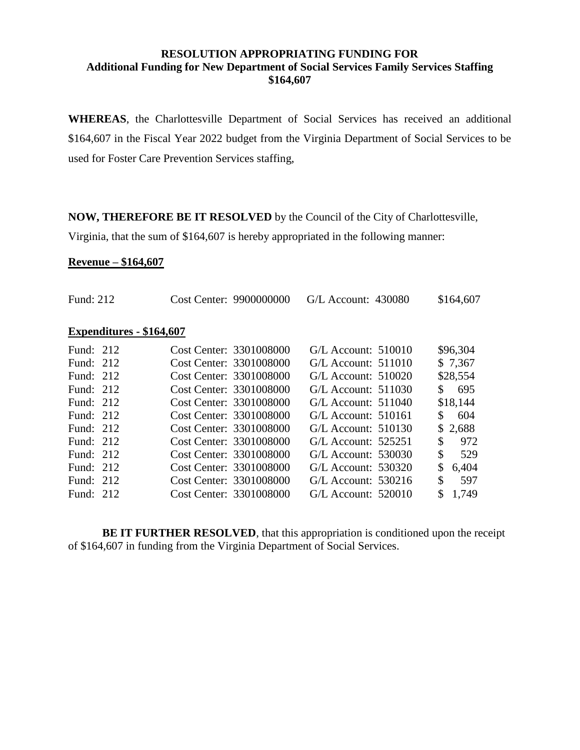**RESOLUTION APPROPRIATING FUNDING FOR**
**Additional Funding for New Department of Social Services Family Services Staffing**
**$164,607**

**WHEREAS**, the Charlottesville Department of Social Services has received an additional $164,607 in the Fiscal Year 2022 budget from the Virginia Department of Social Services to be used for Foster Care Prevention Services staffing,

**NOW, THEREFORE BE IT RESOLVED** by the Council of the City of Charlottesville, Virginia, that the sum of $164,607 is hereby appropriated in the following manner:

**Revenue – $164,607**

| | | | |
|---|---|---|---|
| Fund: 212 | Cost Center: 9900000000 | G/L Account: 430080 | $164,607 |

**Expenditures - $164,607**

| | | | |
|---|---|---|---|
| Fund: 212 | Cost Center: 3301008000 | G/L Account: 510010 | $96,304 |
| Fund: 212 | Cost Center: 3301008000 | G/L Account: 511010 | $ 7,367 |
| Fund: 212 | Cost Center: 3301008000 | G/L Account: 510020 | $28,554 |
| Fund: 212 | Cost Center: 3301008000 | G/L Account: 511030 | $ 695 |
| Fund: 212 | Cost Center: 3301008000 | G/L Account: 511040 | $18,144 |
| Fund: 212 | Cost Center: 3301008000 | G/L Account: 510161 | $ 604 |
| Fund: 212 | Cost Center: 3301008000 | G/L Account: 510130 | $ 2,688 |
| Fund: 212 | Cost Center: 3301008000 | G/L Account: 525251 | $ 972 |
| Fund: 212 | Cost Center: 3301008000 | G/L Account: 530030 | $ 529 |
| Fund: 212 | Cost Center: 3301008000 | G/L Account: 530320 | $ 6,404 |
| Fund: 212 | Cost Center: 3301008000 | G/L Account: 530216 | $ 597 |
| Fund: 212 | Cost Center: 3301008000 | G/L Account: 520010 | $ 1,749 |

**BE IT FURTHER RESOLVED**, that this appropriation is conditioned upon the receipt of $164,607 in funding from the Virginia Department of Social Services.